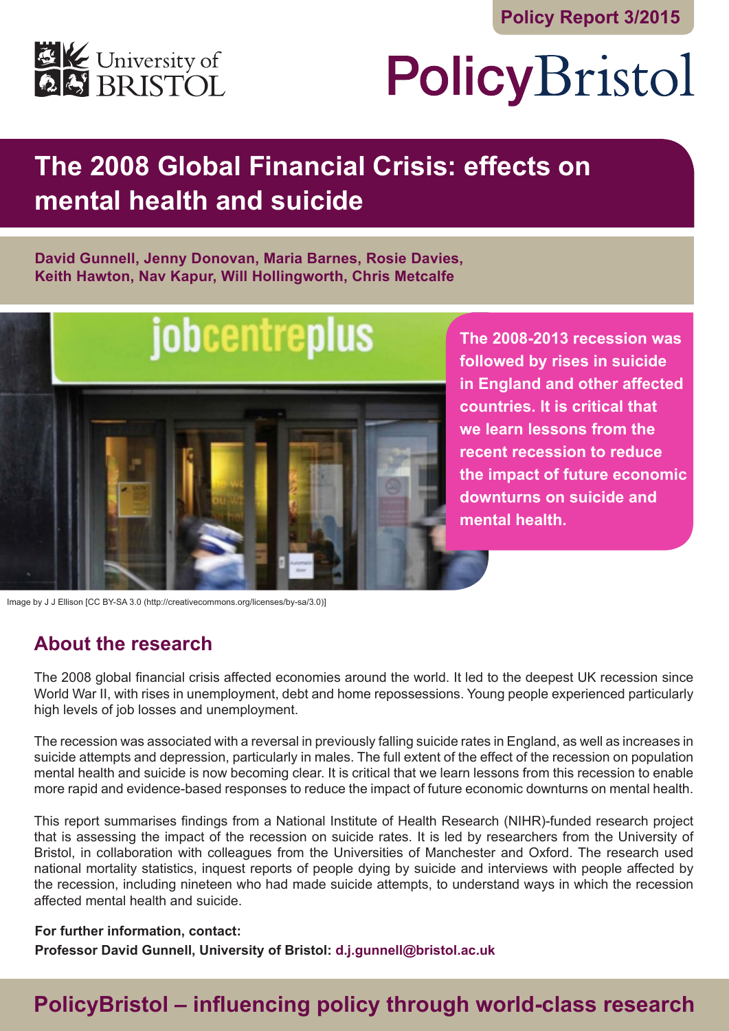Policy Report 3/2015

University of BRISTOL

PolicyBristol

# The 2008 Global Financial Crisis: effects on mental health and suicide

**David Gunnell, Jenny Donovan, Maria Barnes, Rosie Davies, Keith Hawton, Nav Kapur, Will Hollingworth, Chris Metcalfe**

Image by J J Ellison [CC BY-SA 3.0 (http://creativecommons.org/licenses/by-sa/3.0)]

**The 2008-2013 recession was followed by rises in suicide in England and other affected countries. It is critical that we learn lessons from the recent recession to reduce the impact of future economic downturns on suicide and mental health.**

## About the research

The 2008 global financial crisis affected economies around the world. It led to the deepest UK recession since World War II, with rises in unemployment, debt and home repossessions. Young people experienced particularly high levels of job losses and unemployment.

The recession was associated with a reversal in previously falling suicide rates in England, as well as increases in suicide attempts and depression, particularly in males. The full extent of the effect of the recession on population mental health and suicide is now becoming clear. It is critical that we learn lessons from this recession to enable more rapid and evidence-based responses to reduce the impact of future economic downturns on mental health.

This report summarises findings from a National Institute of Health Research (NIHR)-funded research project that is assessing the impact of the recession on suicide rates. It is led by researchers from the University of Bristol, in collaboration with colleagues from the Universities of Manchester and Oxford. The research used national mortality statistics, inquest reports of people dying by suicide and interviews with people affected by the recession, including nineteen who had made suicide attempts, to understand ways in which the recession affected mental health and suicide.

**For further information, contact:**
**Professor David Gunnell, University of Bristol: d.j.gunnell@bristol.ac.uk**

**PolicyBristol – influencing policy through world-class research**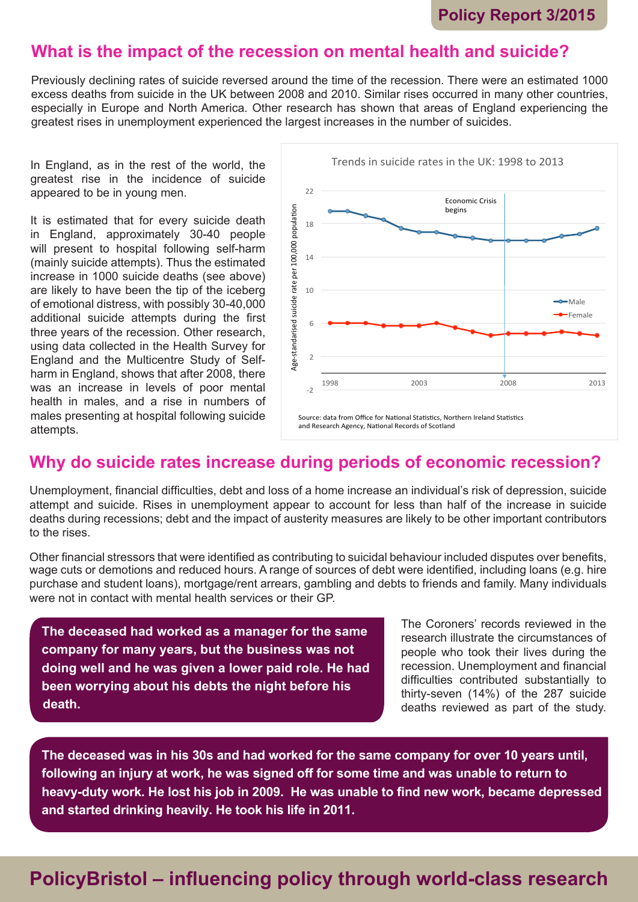## What is the impact of the recession on mental health and suicide?

Previously declining rates of suicide reversed around the time of the recession. There were an estimated 1000 excess deaths from suicide in the UK between 2008 and 2010. Similar rises occurred in many other countries, especially in Europe and North America. Other research has shown that areas of England experiencing the greatest rises in unemployment experienced the largest increases in the number of suicides.

In England, as in the rest of the world, the greatest rise in the incidence of suicide appeared to be in young men.

It is estimated that for every suicide death in England, approximately 30-40 people will present to hospital following self-harm (mainly suicide attempts). Thus the estimated increase in 1000 suicide deaths (see above) are likely to have been the tip of the iceberg of emotional distress, with possibly 30-40,000 additional suicide attempts during the first three years of the recession. Other research, using data collected in the Health Survey for England and the Multicentre Study of Self-harm in England, shows that after 2008, there was an increase in levels of poor mental health in males, and a rise in numbers of males presenting at hospital following suicide attempts.

Trends in suicide rates in the UK: 1998 to 2013

Source: data from Office for National Statistics, Northern Ireland Statistics and Research Agency, National Records of Scotland

## Why do suicide rates increase during periods of economic recession?

Unemployment, financial difficulties, debt and loss of a home increase an individual's risk of depression, suicide attempt and suicide. Rises in unemployment appear to account for less than half of the increase in suicide deaths during recessions; debt and the impact of austerity measures are likely to be other important contributors to the rises.

Other financial stressors that were identified as contributing to suicidal behaviour included disputes over benefits, wage cuts or demotions and reduced hours. A range of sources of debt were identified, including loans (e.g. hire purchase and student loans), mortgage/rent arrears, gambling and debts to friends and family. Many individuals were not in contact with mental health services or their GP.

**The deceased had worked as a manager for the same company for many years, but the business was not doing well and he was given a lower paid role. He had been worrying about his debts the night before his death.**

The Coroners' records reviewed in the research illustrate the circumstances of people who took their lives during the recession. Unemployment and financial difficulties contributed substantially to thirty-seven (14%) of the 287 suicide deaths reviewed as part of the study.

**The deceased was in his 30s and had worked for the same company for over 10 years until, following an injury at work, he was signed off for some time and was unable to return to heavy-duty work. He lost his job in 2009. He was unable to find new work, became depressed and started drinking heavily. He took his life in 2011.**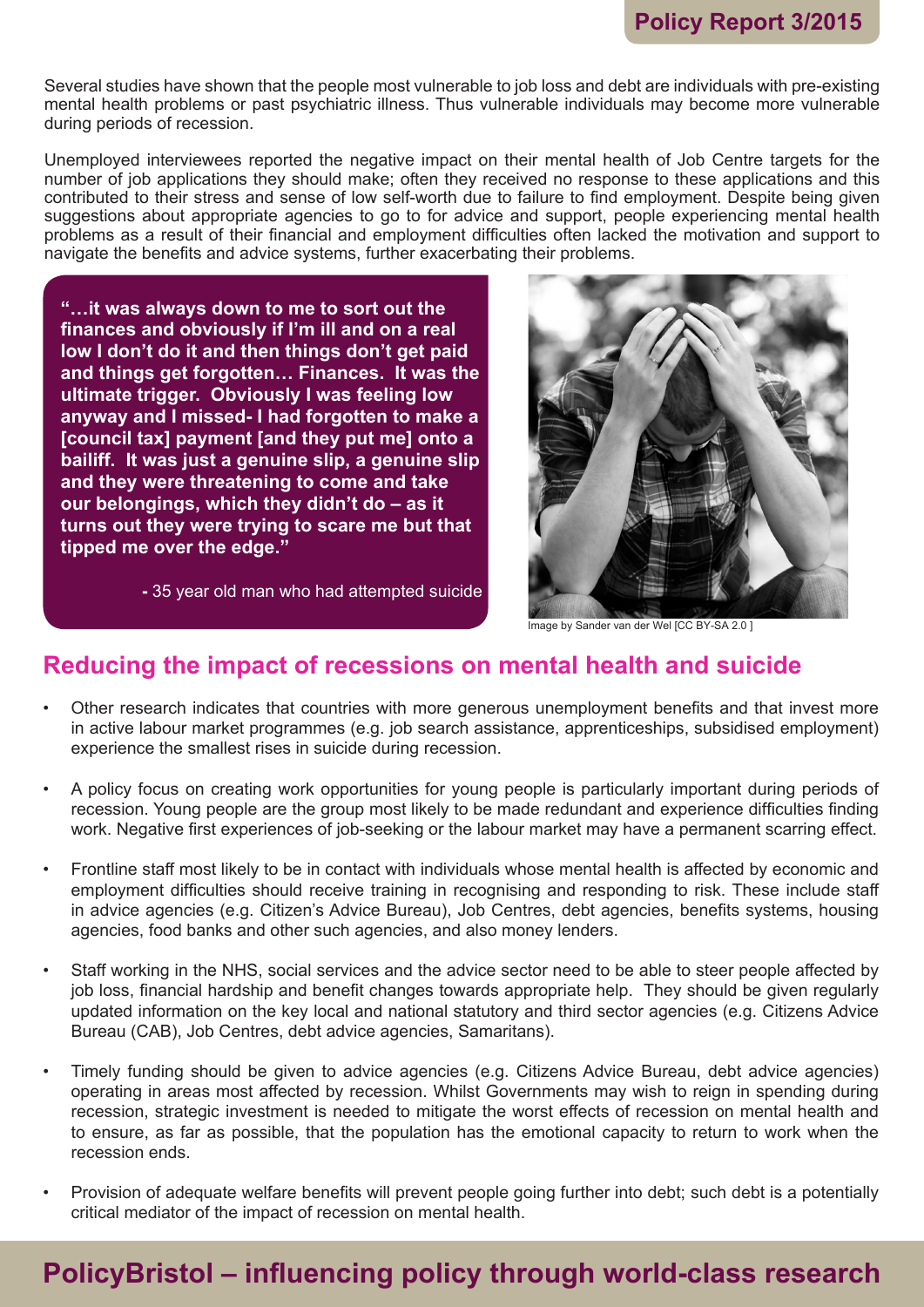Several studies have shown that the people most vulnerable to job loss and debt are individuals with pre-existing mental health problems or past psychiatric illness. Thus vulnerable individuals may become more vulnerable during periods of recession.

Unemployed interviewees reported the negative impact on their mental health of Job Centre targets for the number of job applications they should make; often they received no response to these applications and this contributed to their stress and sense of low self-worth due to failure to find employment. Despite being given suggestions about appropriate agencies to go to for advice and support, people experiencing mental health problems as a result of their financial and employment difficulties often lacked the motivation and support to navigate the benefits and advice systems, further exacerbating their problems.

> **"…it was always down to me to sort out the finances and obviously if I'm ill and on a real low I don't do it and then things don't get paid and things get forgotten… Finances. It was the ultimate trigger. Obviously I was feeling low anyway and I missed- I had forgotten to make a [council tax] payment [and they put me] onto a bailiff. It was just a genuine slip, a genuine slip and they were threatening to come and take our belongings, which they didn't do – as it turns out they were trying to scare me but that tipped me over the edge."**
>
> **-** 35 year old man who had attempted suicide

Image by Sander van der Wel [CC BY-SA 2.0 ]

## Reducing the impact of recessions on mental health and suicide

- Other research indicates that countries with more generous unemployment benefits and that invest more in active labour market programmes (e.g. job search assistance, apprenticeships, subsidised employment) experience the smallest rises in suicide during recession.
- A policy focus on creating work opportunities for young people is particularly important during periods of recession. Young people are the group most likely to be made redundant and experience difficulties finding work. Negative first experiences of job-seeking or the labour market may have a permanent scarring effect.
- Frontline staff most likely to be in contact with individuals whose mental health is affected by economic and employment difficulties should receive training in recognising and responding to risk. These include staff in advice agencies (e.g. Citizen's Advice Bureau), Job Centres, debt agencies, benefits systems, housing agencies, food banks and other such agencies, and also money lenders.
- Staff working in the NHS, social services and the advice sector need to be able to steer people affected by job loss, financial hardship and benefit changes towards appropriate help. They should be given regularly updated information on the key local and national statutory and third sector agencies (e.g. Citizens Advice Bureau (CAB), Job Centres, debt advice agencies, Samaritans).
- Timely funding should be given to advice agencies (e.g. Citizens Advice Bureau, debt advice agencies) operating in areas most affected by recession. Whilst Governments may wish to reign in spending during recession, strategic investment is needed to mitigate the worst effects of recession on mental health and to ensure, as far as possible, that the population has the emotional capacity to return to work when the recession ends.
- Provision of adequate welfare benefits will prevent people going further into debt; such debt is a potentially critical mediator of the impact of recession on mental health.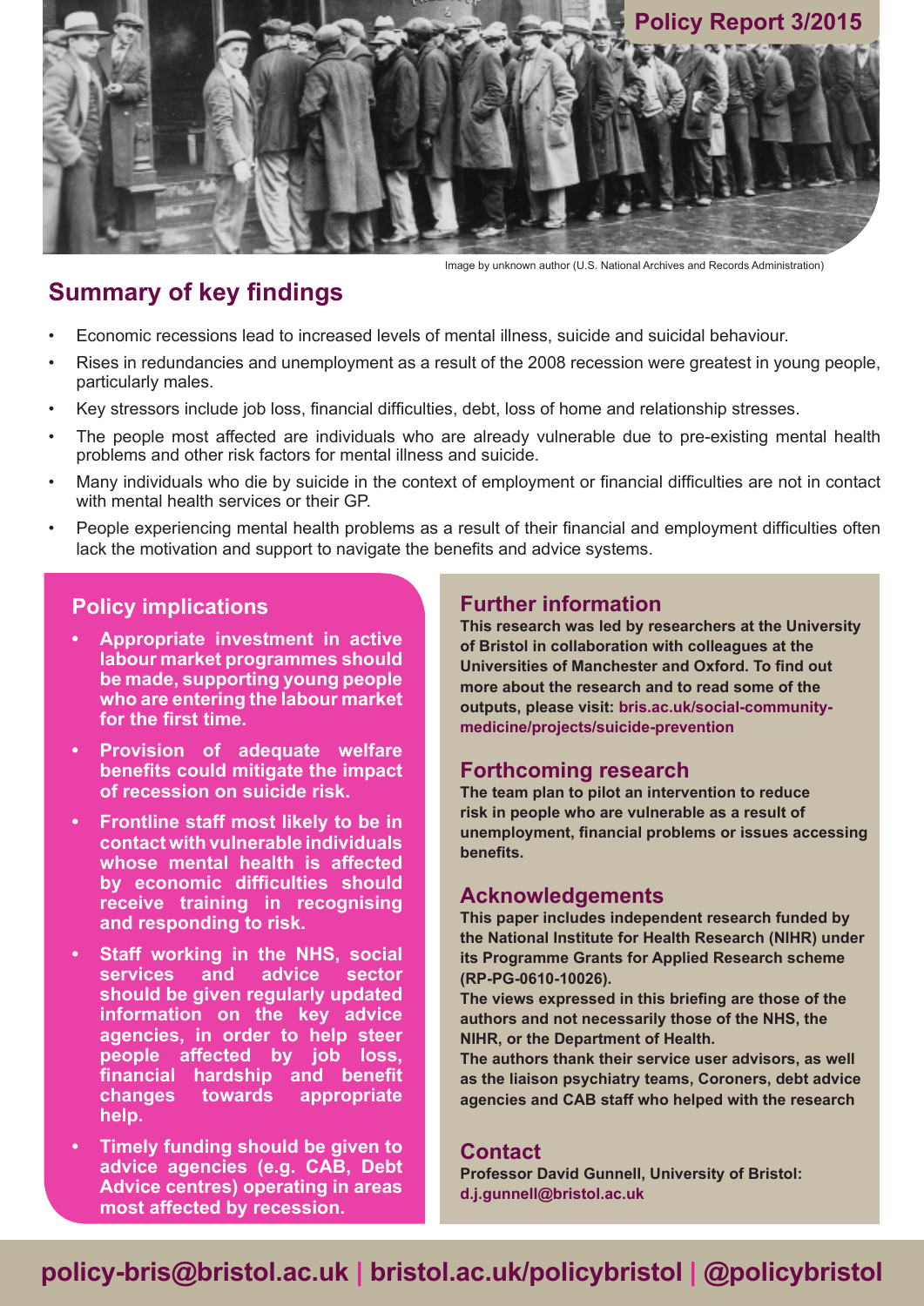Policy Report 3/2015

Image by unknown author (U.S. National Archives and Records Administration)

## Summary of key findings

- Economic recessions lead to increased levels of mental illness, suicide and suicidal behaviour.
- Rises in redundancies and unemployment as a result of the 2008 recession were greatest in young people, particularly males.
- Key stressors include job loss, financial difficulties, debt, loss of home and relationship stresses.
- The people most affected are individuals who are already vulnerable due to pre-existing mental health problems and other risk factors for mental illness and suicide.
- Many individuals who die by suicide in the context of employment or financial difficulties are not in contact with mental health services or their GP.
- People experiencing mental health problems as a result of their financial and employment difficulties often lack the motivation and support to navigate the benefits and advice systems.

## Policy implications

- **Appropriate investment in active labour market programmes should be made, supporting young people who are entering the labour market for the first time.**
- **Provision of adequate welfare benefits could mitigate the impact of recession on suicide risk.**
- **Frontline staff most likely to be in contact with vulnerable individuals whose mental health is affected by economic difficulties should receive training in recognising and responding to risk.**
- **Staff working in the NHS, social services and advice sector should be given regularly updated information on the key advice agencies, in order to help steer people affected by job loss, financial hardship and benefit changes towards appropriate help.**
- **Timely funding should be given to advice agencies (e.g. CAB, Debt Advice centres) operating in areas most affected by recession.**

## Further information

**This research was led by researchers at the University of Bristol in collaboration with colleagues at the Universities of Manchester and Oxford. To find out more about the research and to read some of the outputs, please visit: bris.ac.uk/social-community-medicine/projects/suicide-prevention**

## Forthcoming research

**The team plan to pilot an intervention to reduce risk in people who are vulnerable as a result of unemployment, financial problems or issues accessing benefits.**

## Acknowledgements

**This paper includes independent research funded by the National Institute for Health Research (NIHR) under its Programme Grants for Applied Research scheme (RP-PG-0610-10026).**

**The views expressed in this briefing are those of the authors and not necessarily those of the NHS, the NIHR, or the Department of Health.**

**The authors thank their service user advisors, as well as the liaison psychiatry teams, Coroners, debt advice agencies and CAB staff who helped with the research**

## Contact

**Professor David Gunnell, University of Bristol: d.j.gunnell@bristol.ac.uk**

**policy-bris@bristol.ac.uk | bristol.ac.uk/policybristol | @policybristol**